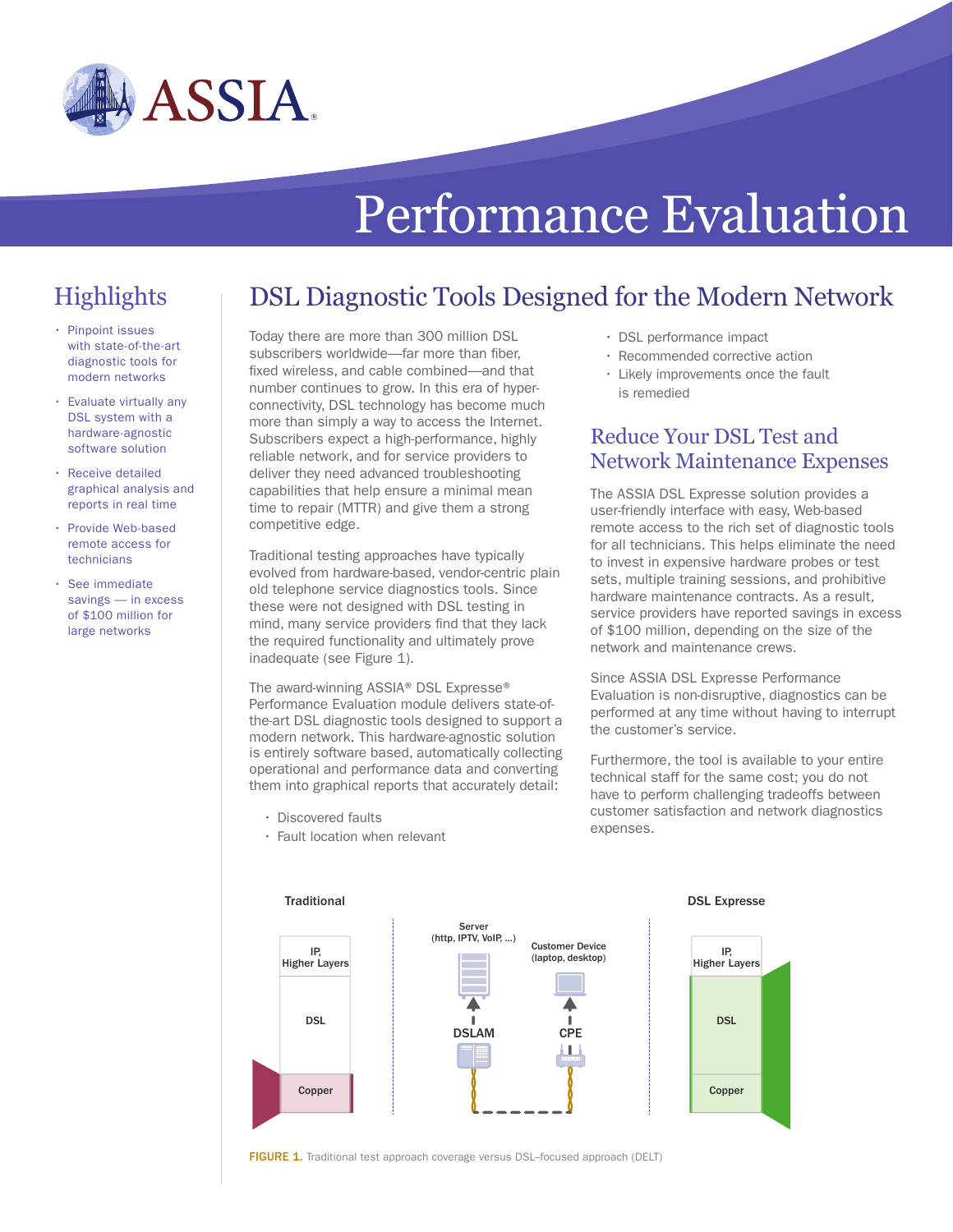# Performance Evaluation

## Highlights

- Pinpoint issues with state-of-the-art diagnostic tools for modern networks
- Evaluate virtually any DSL system with a hardware-agnostic software solution
- Receive detailed graphical analysis and reports in real time
- Provide Web-based remote access for technicians
- See immediate savings — in excess of $100 million for large networks

## DSL Diagnostic Tools Designed for the Modern Network

Today there are more than 300 million DSL subscribers worldwide—far more than fiber, fixed wireless, and cable combined—and that number continues to grow. In this era of hyper-connectivity, DSL technology has become much more than simply a way to access the Internet. Subscribers expect a high-performance, highly reliable network, and for service providers to deliver they need advanced troubleshooting capabilities that help ensure a minimal mean time to repair (MTTR) and give them a strong competitive edge.

Traditional testing approaches have typically evolved from hardware-based, vendor-centric plain old telephone service diagnostics tools. Since these were not designed with DSL testing in mind, many service providers find that they lack the required functionality and ultimately prove inadequate (see Figure 1).

The award-winning ASSIA® DSL Expresse® Performance Evaluation module delivers state-of-the-art DSL diagnostic tools designed to support a modern network. This hardware-agnostic solution is entirely software based, automatically collecting operational and performance data and converting them into graphical reports that accurately detail:

- Discovered faults
- Fault location when relevant
- DSL performance impact
- Recommended corrective action
- Likely improvements once the fault is remedied

## Reduce Your DSL Test and Network Maintenance Expenses

The ASSIA DSL Expresse solution provides a user-friendly interface with easy, Web-based remote access to the rich set of diagnostic tools for all technicians. This helps eliminate the need to invest in expensive hardware probes or test sets, multiple training sessions, and prohibitive hardware maintenance contracts. As a result, service providers have reported savings in excess of $100 million, depending on the size of the network and maintenance crews.

Since ASSIA DSL Expresse Performance Evaluation is non-disruptive, diagnostics can be performed at any time without having to interrupt the customer's service.

Furthermore, the tool is available to your entire technical staff for the same cost; you do not have to perform challenging tradeoffs between customer satisfaction and network diagnostics expenses.

**FIGURE 1.** Traditional test approach coverage versus DSL–focused approach (DELT)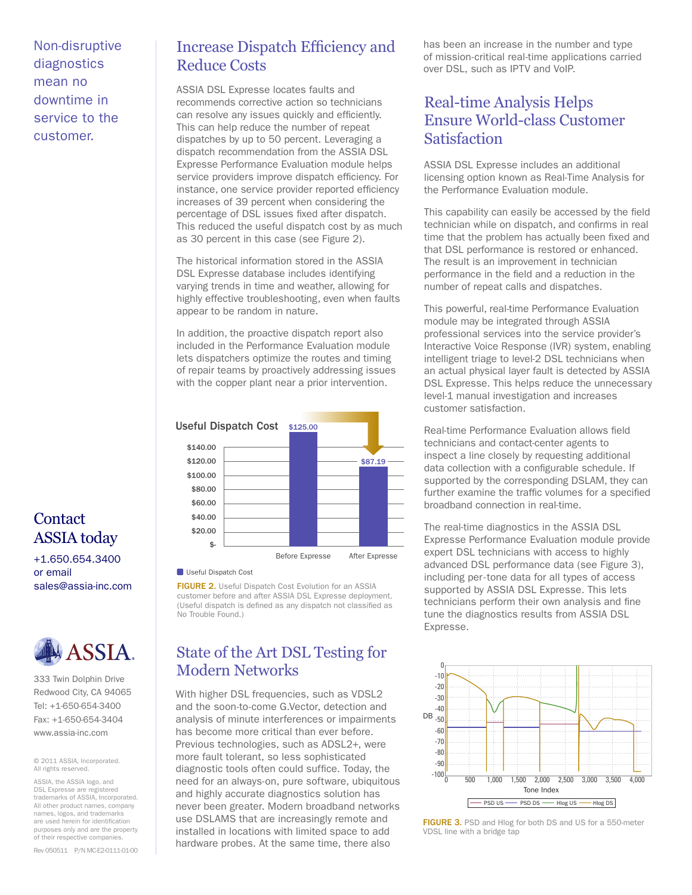Non-disruptive diagnostics mean no downtime in service to the customer.

## Increase Dispatch Efficiency and Reduce Costs

ASSIA DSL Expresse locates faults and recommends corrective action so technicians can resolve any issues quickly and efficiently. This can help reduce the number of repeat dispatches by up to 50 percent. Leveraging a dispatch recommendation from the ASSIA DSL Expresse Performance Evaluation module helps service providers improve dispatch efficiency. For instance, one service provider reported efficiency increases of 39 percent when considering the percentage of DSL issues fixed after dispatch. This reduced the useful dispatch cost by as much as 30 percent in this case (see Figure 2).

The historical information stored in the ASSIA DSL Expresse database includes identifying varying trends in time and weather, allowing for highly effective troubleshooting, even when faults appear to be random in nature.

In addition, the proactive dispatch report also included in the Performance Evaluation module lets dispatchers optimize the routes and timing of repair teams by proactively addressing issues with the copper plant near a prior intervention.

Useful Dispatch Cost

$125.00

$87.19

$140.00
$120.00
$100.00
$80.00
$60.00
$40.00
$20.00
$-

Before Expresse
After Expresse

Useful Dispatch Cost

**FIGURE 2.** Useful Dispatch Cost Evolution for an ASSIA customer before and after ASSIA DSL Expresse deployment. (Useful dispatch is defined as any dispatch not classified as No Trouble Found.)

## State of the Art DSL Testing for Modern Networks

With higher DSL frequencies, such as VDSL2 and the soon-to-come G.Vector, detection and analysis of minute interferences or impairments has become more critical than ever before. Previous technologies, such as ADSL2+, were more fault tolerant, so less sophisticated diagnostic tools often could suffice. Today, the need for an always-on, pure software, ubiquitous and highly accurate diagnostics solution has never been greater. Modern broadband networks use DSLAMS that are increasingly remote and installed in locations with limited space to add hardware probes. At the same time, there also has been an increase in the number and type of mission-critical real-time applications carried over DSL, such as IPTV and VoIP.

## Real-time Analysis Helps Ensure World-class Customer Satisfaction

ASSIA DSL Expresse includes an additional licensing option known as Real-Time Analysis for the Performance Evaluation module.

This capability can easily be accessed by the field technician while on dispatch, and confirms in real time that the problem has actually been fixed and that DSL performance is restored or enhanced. The result is an improvement in technician performance in the field and a reduction in the number of repeat calls and dispatches.

This powerful, real-time Performance Evaluation module may be integrated through ASSIA professional services into the service provider's Interactive Voice Response (IVR) system, enabling intelligent triage to level-2 DSL technicians when an actual physical layer fault is detected by ASSIA DSL Expresse. This helps reduce the unnecessary level-1 manual investigation and increases customer satisfaction.

Real-time Performance Evaluation allows field technicians and contact-center agents to inspect a line closely by requesting additional data collection with a configurable schedule. If supported by the corresponding DSLAM, they can further examine the traffic volumes for a specified broadband connection in real-time.

The real-time diagnostics in the ASSIA DSL Expresse Performance Evaluation module provide expert DSL technicians with access to highly advanced DSL performance data (see Figure 3), including per-tone data for all types of access supported by ASSIA DSL Expresse. This lets technicians perform their own analysis and fine tune the diagnostics results from ASSIA DSL Expresse.

DB
0
-10
-20
-30
-40
-50
-60
-70
-80
-90
-100

0 500 1,000 1,500 2,000 2,500 3,000 3,500 4,000
Tone Index

PSD US — PSD DS — Hlog US — Hlog DS

**FIGURE 3.** PSD and Hlog for both DS and US for a 550-meter VDSL line with a bridge tap

## Contact ASSIA today

+1.650.654.3400
or email
sales@assia-inc.com

ASSIA.

333 Twin Dolphin Drive
Redwood City, CA 94065
Tel: +1-650-654-3400
Fax: +1-650-654-3404
www.assia-inc.com

© 2011 ASSIA, Incorporated. All rights reserved.

ASSIA, the ASSIA logo, and DSL Expresse are registered trademarks of ASSIA, Incorporated. All other product names, company names, logos, and trademarks are used herein for identification purposes only and are the property of their respective companies.

Rev 050511 P/N MC-E2-0111-01-00